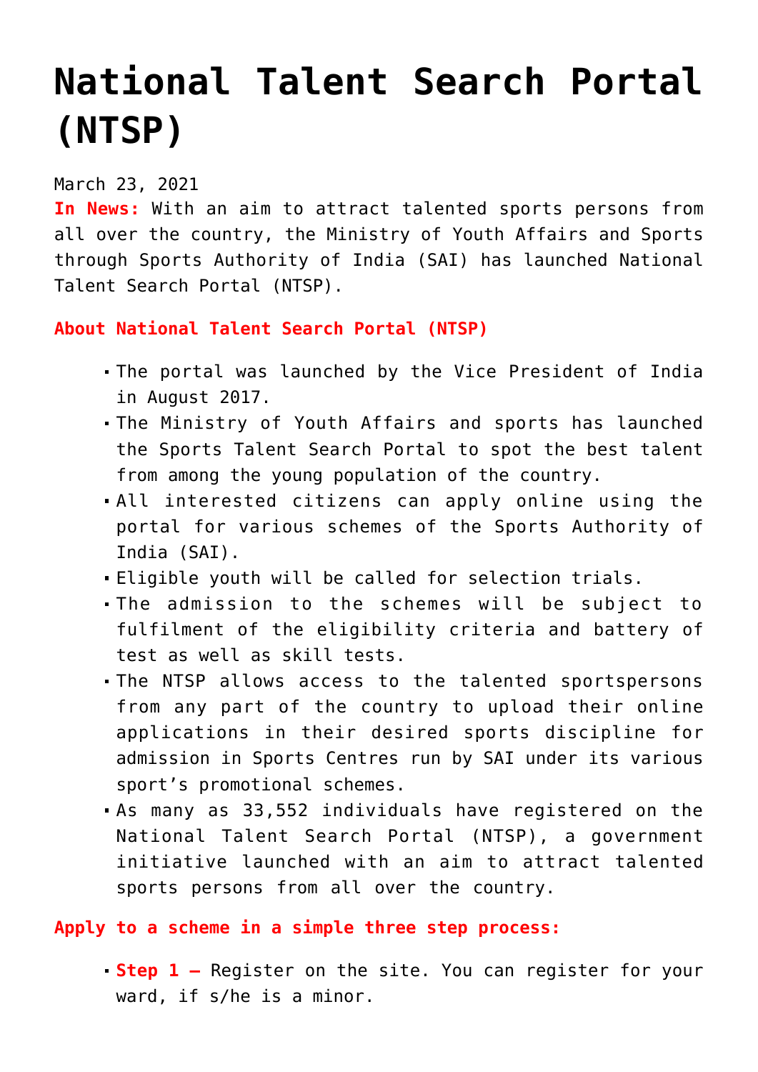# National Talent Search Portal (NTSP)

March 23, 2021

**In News:** With an aim to attract talented sports persons from all over the country, the Ministry of Youth Affairs and Sports through Sports Authority of India (SAI) has launched National Talent Search Portal (NTSP).

**About National Talent Search Portal (NTSP)**

- The portal was launched by the Vice President of India in August 2017.
- The Ministry of Youth Affairs and sports has launched the Sports Talent Search Portal to spot the best talent from among the young population of the country.
- All interested citizens can apply online using the portal for various schemes of the Sports Authority of India (SAI).
- Eligible youth will be called for selection trials.
- The admission to the schemes will be subject to fulfilment of the eligibility criteria and battery of test as well as skill tests.
- The NTSP allows access to the talented sportspersons from any part of the country to upload their online applications in their desired sports discipline for admission in Sports Centres run by SAI under its various sport's promotional schemes.
- As many as 33,552 individuals have registered on the National Talent Search Portal (NTSP), a government initiative launched with an aim to attract talented sports persons from all over the country.

**Apply to a scheme in a simple three step process:**

- **Step 1 –** Register on the site. You can register for your ward, if s/he is a minor.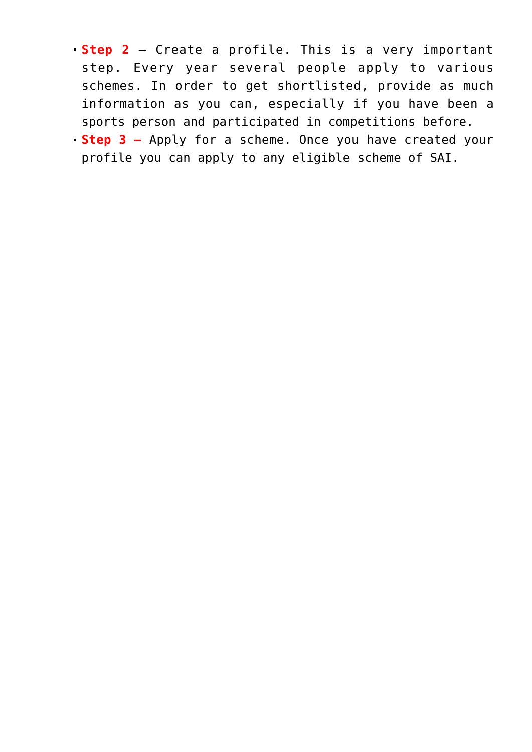- **Step 2** – Create a profile. This is a very important step. Every year several people apply to various schemes. In order to get shortlisted, provide as much information as you can, especially if you have been a sports person and participated in competitions before.
- **Step 3 –** Apply for a scheme. Once you have created your profile you can apply to any eligible scheme of SAI.